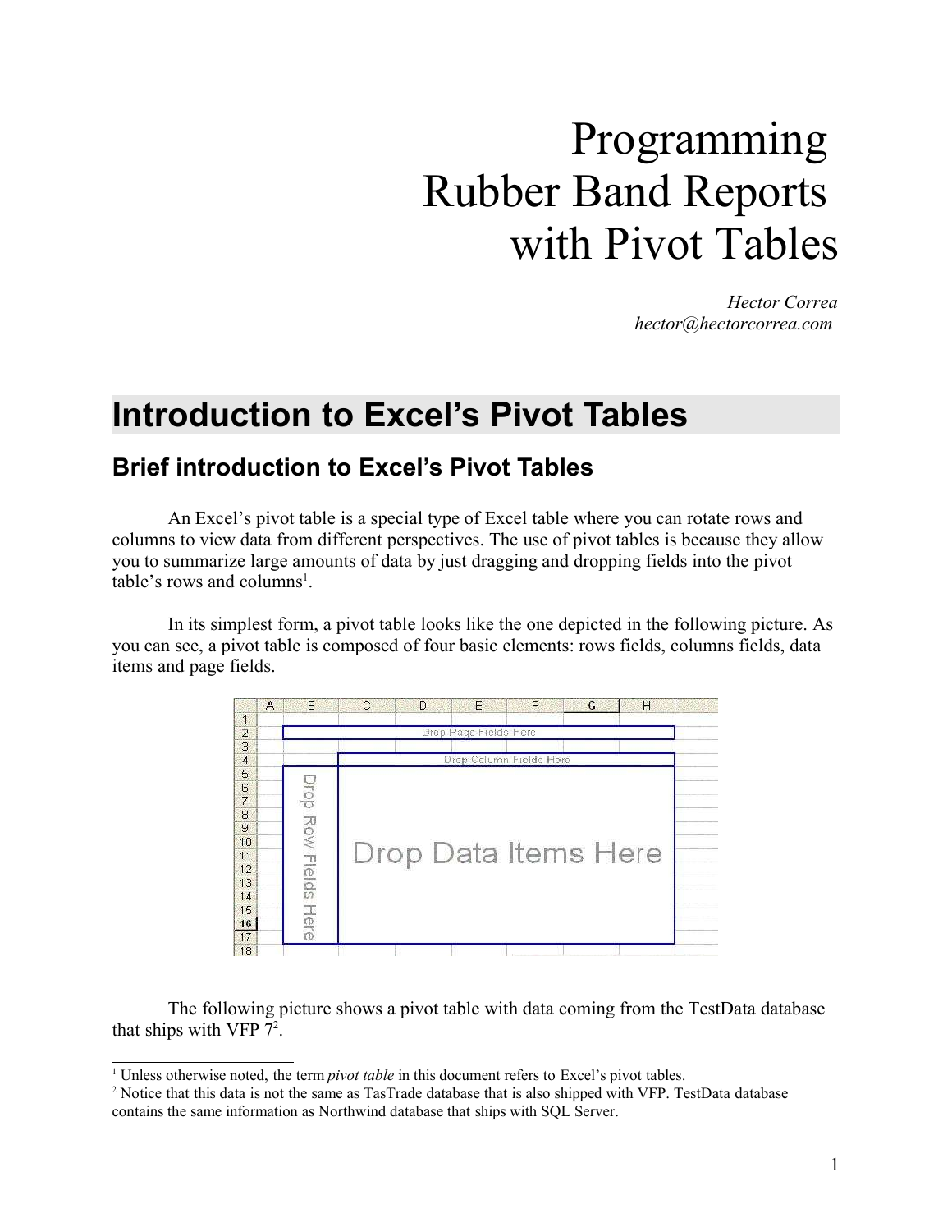# Programming Rubber Band Reports with Pivot Tables

*Hector Correa*
*hector@hectorcorrea.com*

# Introduction to Excel's Pivot Tables

## Brief introduction to Excel's Pivot Tables

An Excel's pivot table is a special type of Excel table where you can rotate rows and columns to view data from different perspectives. The use of pivot tables is because they allow you to summarize large amounts of data by just dragging and dropping fields into the pivot table's rows and columns[1].

In its simplest form, a pivot table looks like the one depicted in the following picture. As you can see, a pivot table is composed of four basic elements: rows fields, columns fields, data items and page fields.

The following picture shows a pivot table with data coming from the TestData database that ships with VFP 7[2].

[1] Unless otherwise noted, the term *pivot table* in this document refers to Excel's pivot tables.

[2] Notice that this data is not the same as TasTrade database that is also shipped with VFP. TestData database contains the same information as Northwind database that ships with SQL Server.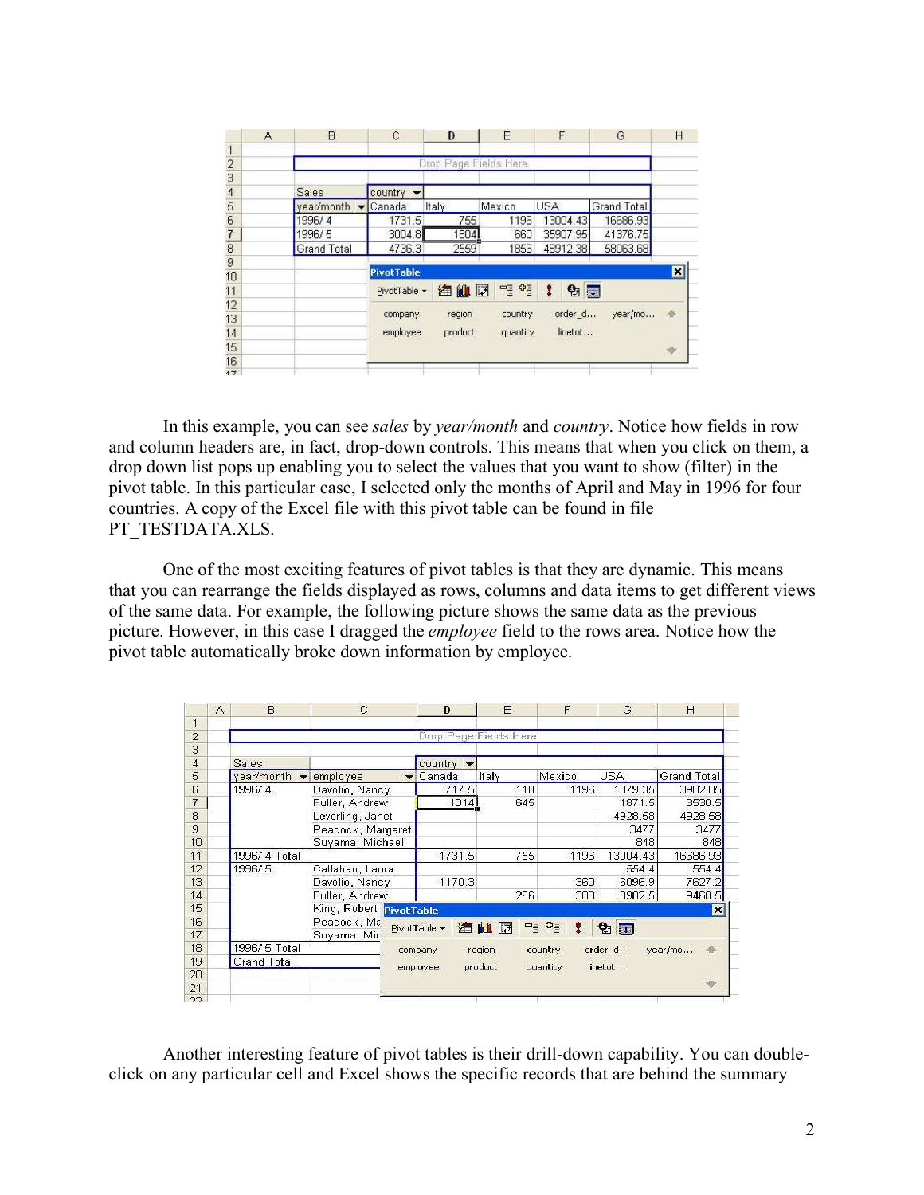| Sales | | country | | | |
|---|---|---|---|---|---|
| year/month | Canada | Italy | Mexico | USA | Grand Total |
| 1996/ 4 | 1731.5 | 755 | 1196 | 13004.43 | 16686.93 |
| 1996/ 5 | 3004.8 | 1804 | 660 | 35907.95 | 41376.75 |
| Grand Total | 4736.3 | 2559 | 1856 | 48912.38 | 58063.68 |

In this example, you can see *sales* by *year/month* and *country*. Notice how fields in row and column headers are, in fact, drop-down controls. This means that when you click on them, a drop down list pops up enabling you to select the values that you want to show (filter) in the pivot table. In this particular case, I selected only the months of April and May in 1996 for four countries. A copy of the Excel file with this pivot table can be found in file PT_TESTDATA.XLS.

One of the most exciting features of pivot tables is that they are dynamic. This means that you can rearrange the fields displayed as rows, columns and data items to get different views of the same data. For example, the following picture shows the same data as the previous picture. However, in this case I dragged the *employee* field to the rows area. Notice how the pivot table automatically broke down information by employee.

| Sales | | country | | | | |
|---|---|---|---|---|---|---|
| year/month | employee | Canada | Italy | Mexico | USA | Grand Total |
| 1996/ 4 | Davolio, Nancy | 717.5 | 110 | 1196 | 1879.35 | 3902.85 |
| | Fuller, Andrew | 1014 | 645 | | 1871.5 | 3530.5 |
| | Leverling, Janet | | | | 4928.58 | 4928.58 |
| | Peacock, Margaret | | | | 3477 | 3477 |
| | Suyama, Michael | | | | 848 | 848 |
| 1996/ 4 Total | | 1731.5 | 755 | 1196 | 13004.43 | 16686.93 |
| 1996/ 5 | Callahan, Laura | | | | 554.4 | 554.4 |
| | Davolio, Nancy | 1170.3 | | 360 | 6096.9 | 7627.2 |
| | Fuller, Andrew | | 266 | 300 | 8902.5 | 9468.5 |
| | King, Robert | | | | | |
| | Peacock, Ma | | | | | |
| | Suyama, Mic | | | | | |
| 1996/ 5 Total | | | | | | |
| Grand Total | | | | | | |

Another interesting feature of pivot tables is their drill-down capability. You can double-click on any particular cell and Excel shows the specific records that are behind the summary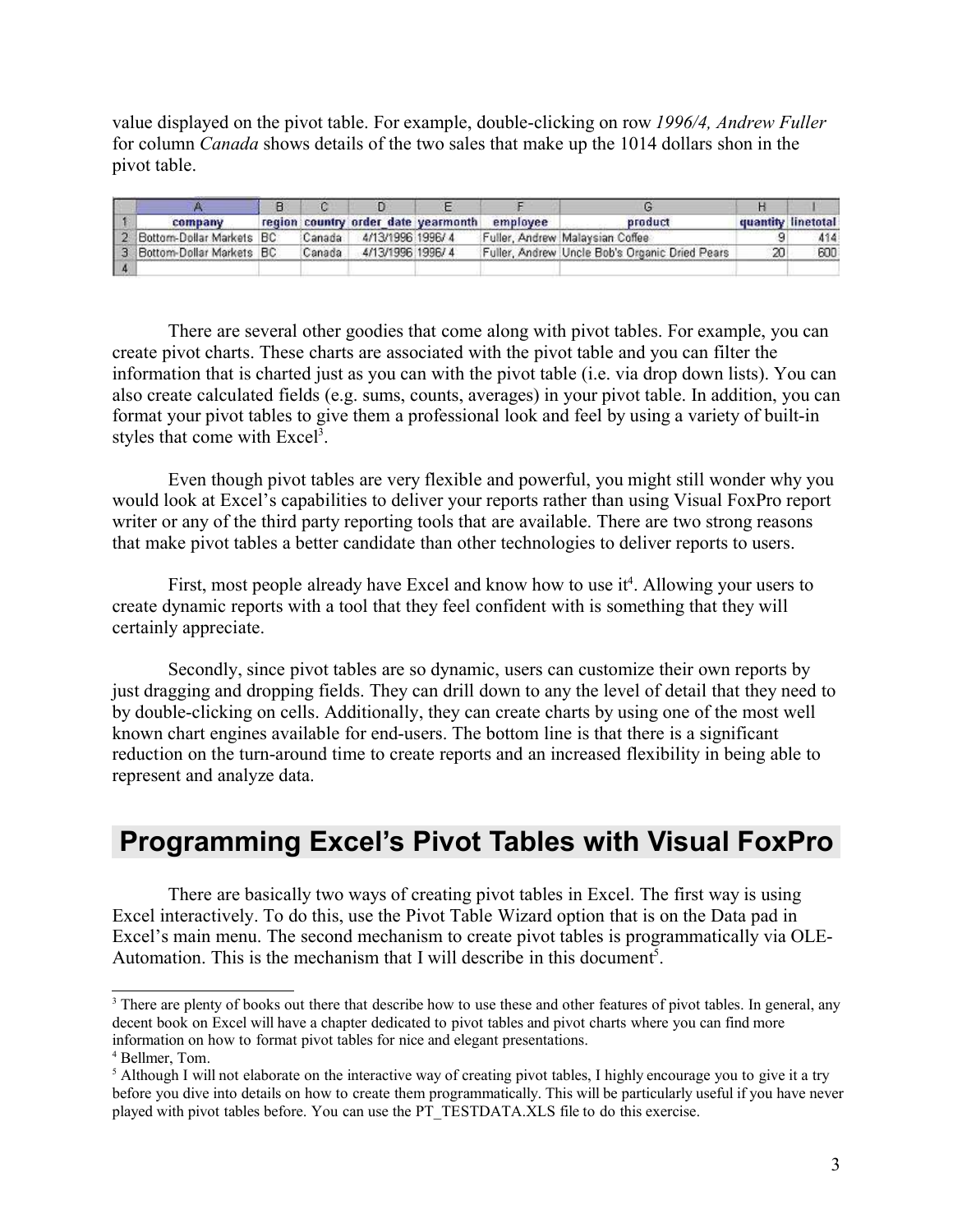value displayed on the pivot table. For example, double-clicking on row *1996/4, Andrew Fuller* for column *Canada* shows details of the two sales that make up the 1014 dollars shon in the pivot table.

| | A | B | C | D | E | F | G | H | I |
|---|---|---|---|---|---|---|---|---|---|
| 1 | company | region | country | order_date | yearmonth | employee | product | quantity | linetotal |
| 2 | Bottom-Dollar Markets | BC | Canada | 4/13/1996 | 1996/ 4 | Fuller, Andrew | Malaysian Coffee | 9 | 414 |
| 3 | Bottom-Dollar Markets | BC | Canada | 4/13/1996 | 1996/ 4 | Fuller, Andrew | Uncle Bob's Organic Dried Pears | 20 | 600 |
| 4 | | | | | | | | | |

There are several other goodies that come along with pivot tables. For example, you can create pivot charts. These charts are associated with the pivot table and you can filter the information that is charted just as you can with the pivot table (i.e. via drop down lists). You can also create calculated fields (e.g. sums, counts, averages) in your pivot table. In addition, you can format your pivot tables to give them a professional look and feel by using a variety of built-in styles that come with Excel[3].

Even though pivot tables are very flexible and powerful, you might still wonder why you would look at Excel's capabilities to deliver your reports rather than using Visual FoxPro report writer or any of the third party reporting tools that are available. There are two strong reasons that make pivot tables a better candidate than other technologies to deliver reports to users.

First, most people already have Excel and know how to use it[4]. Allowing your users to create dynamic reports with a tool that they feel confident with is something that they will certainly appreciate.

Secondly, since pivot tables are so dynamic, users can customize their own reports by just dragging and dropping fields. They can drill down to any the level of detail that they need to by double-clicking on cells. Additionally, they can create charts by using one of the most well known chart engines available for end-users. The bottom line is that there is a significant reduction on the turn-around time to create reports and an increased flexibility in being able to represent and analyze data.

# Programming Excel's Pivot Tables with Visual FoxPro

There are basically two ways of creating pivot tables in Excel. The first way is using Excel interactively. To do this, use the Pivot Table Wizard option that is on the Data pad in Excel's main menu. The second mechanism to create pivot tables is programmatically via OLE-Automation. This is the mechanism that I will describe in this document[5].

---

[3] There are plenty of books out there that describe how to use these and other features of pivot tables. In general, any decent book on Excel will have a chapter dedicated to pivot tables and pivot charts where you can find more information on how to format pivot tables for nice and elegant presentations.

[4] Bellmer, Tom.

[5] Although I will not elaborate on the interactive way of creating pivot tables, I highly encourage you to give it a try before you dive into details on how to create them programmatically. This will be particularly useful if you have never played with pivot tables before. You can use the PT_TESTDATA.XLS file to do this exercise.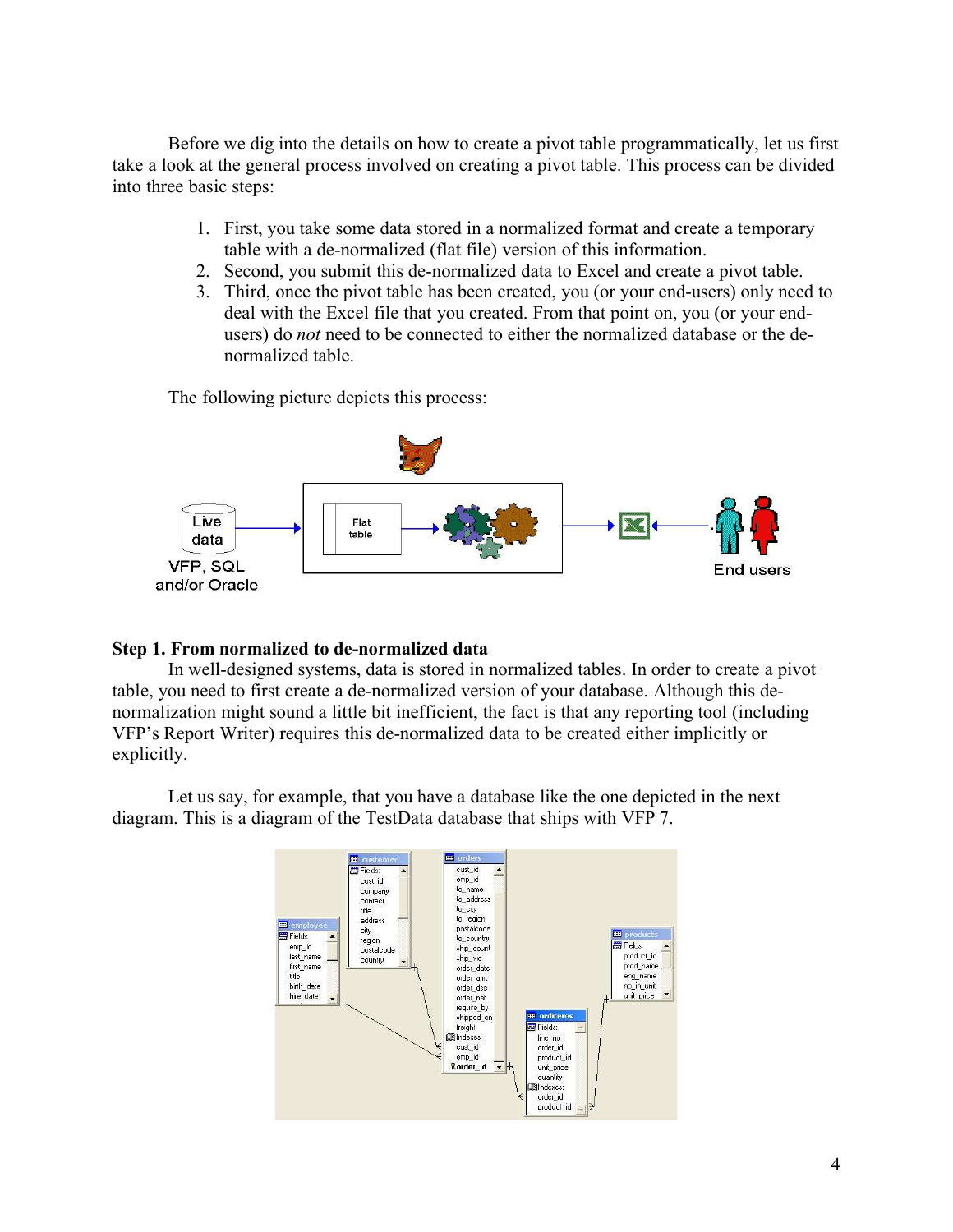Before we dig into the details on how to create a pivot table programmatically, let us first take a look at the general process involved on creating a pivot table. This process can be divided into three basic steps:

1. First, you take some data stored in a normalized format and create a temporary table with a de-normalized (flat file) version of this information.
2. Second, you submit this de-normalized data to Excel and create a pivot table.
3. Third, once the pivot table has been created, you (or your end-users) only need to deal with the Excel file that you created. From that point on, you (or your end-users) do *not* need to be connected to either the normalized database or the de-normalized table.

The following picture depicts this process:

### Step 1. From normalized to de-normalized data

In well-designed systems, data is stored in normalized tables. In order to create a pivot table, you need to first create a de-normalized version of your database. Although this de-normalization might sound a little bit inefficient, the fact is that any reporting tool (including VFP's Report Writer) requires this de-normalized data to be created either implicitly or explicitly.

Let us say, for example, that you have a database like the one depicted in the next diagram. This is a diagram of the TestData database that ships with VFP 7.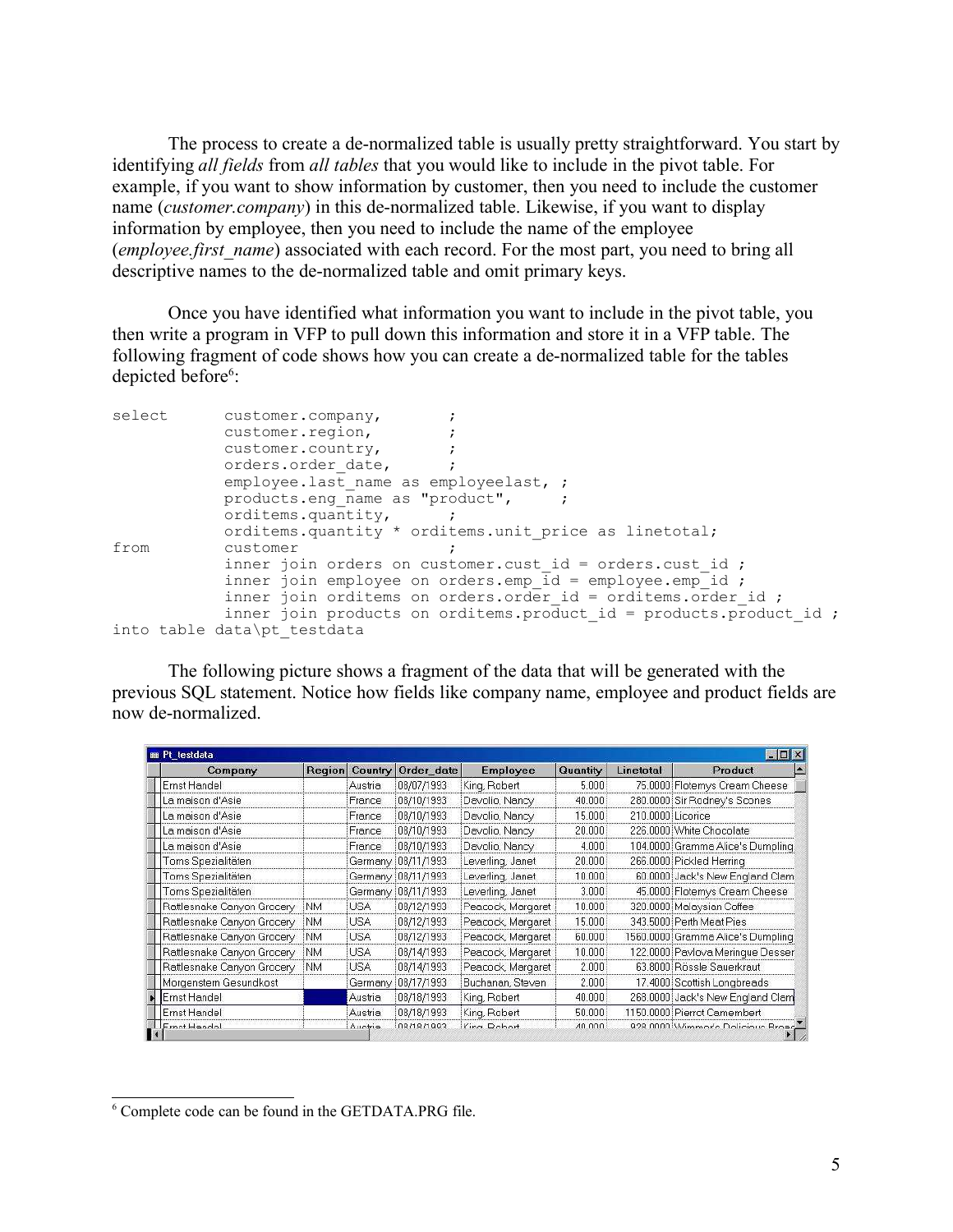The process to create a de-normalized table is usually pretty straightforward. You start by identifying *all fields* from *all tables* that you would like to include in the pivot table. For example, if you want to show information by customer, then you need to include the customer name (*customer.company*) in this de-normalized table. Likewise, if you want to display information by employee, then you need to include the name of the employee (*employee.first_name*) associated with each record. For the most part, you need to bring all descriptive names to the de-normalized table and omit primary keys.

Once you have identified what information you want to include in the pivot table, you then write a program in VFP to pull down this information and store it in a VFP table. The following fragment of code shows how you can create a de-normalized table for the tables depicted before[6]:

```
select      customer.company,        ;
            customer.region,         ;
            customer.country,        ;
            orders.order_date,       ;
            employee.last_name as employeelast, ;
            products.eng_name as "product",     ;
            orditems.quantity,       ;
            orditems.quantity * orditems.unit_price as linetotal;
from        customer                 ;
            inner join orders on customer.cust_id = orders.cust_id ;
            inner join employee on orders.emp_id = employee.emp_id ;
            inner join orditems on orders.order_id = orditems.order_id ;
            inner join products on orditems.product_id = products.product_id ;
into table data\pt_testdata
```

The following picture shows a fragment of the data that will be generated with the previous SQL statement. Notice how fields like company name, employee and product fields are now de-normalized.

| Company | Region | Country | Order_date | Employee | Quantity | Linetotal | Product |
|---|---|---|---|---|---|---|---|
| Ernst Handel | | Austria | 08/07/1993 | King, Robert | 5.000 | 75.0000 | Flotemys Cream Cheese |
| La maison d'Asie | | France | 08/10/1993 | Devolio, Nancy | 40.000 | 280.0000 | Sir Rodney's Scones |
| La maison d'Asie | | France | 08/10/1993 | Devolio, Nancy | 15.000 | 210.0000 | Licorice |
| La maison d'Asie | | France | 08/10/1993 | Devolio, Nancy | 20.000 | 226.0000 | White Chocolate |
| La maison d'Asie | | France | 08/10/1993 | Devolio, Nancy | 4.000 | 104.0000 | Gramma Alice's Dumpling |
| Toms Spezialitäten | | Germany | 08/11/1993 | Leverling, Janet | 20.000 | 266.0000 | Pickled Herring |
| Toms Spezialitäten | | Germany | 08/11/1993 | Leverling, Janet | 10.000 | 60.0000 | Jack's New England Clam |
| Toms Spezialitäten | | Germany | 08/11/1993 | Leverling, Janet | 3.000 | 45.0000 | Flotemys Cream Cheese |
| Rattlesnake Canyon Grocery | NM | USA | 08/12/1993 | Peacock, Margaret | 10.000 | 320.0000 | Malaysian Coffee |
| Rattlesnake Canyon Grocery | NM | USA | 08/12/1993 | Peacock, Margaret | 15.000 | 343.5000 | Perth Meat Pies |
| Rattlesnake Canyon Grocery | NM | USA | 08/12/1993 | Peacock, Margaret | 60.000 | 1560.0000 | Gramma Alice's Dumpling |
| Rattlesnake Canyon Grocery | NM | USA | 08/14/1993 | Peacock, Margaret | 10.000 | 122.0000 | Pavlova Meringue Desser |
| Rattlesnake Canyon Grocery | NM | USA | 08/14/1993 | Peacock, Margaret | 2.000 | 63.8000 | Rössle Sauerkraut |
| Morgenstern Gesundkost | | Germany | 08/17/1993 | Buchanan, Steven | 2.000 | 17.4000 | Scottish Longbreads |
| Ernst Handel | | Austria | 08/18/1993 | King, Robert | 40.000 | 268.0000 | Jack's New England Clam |
| Ernst Handel | | Austria | 08/18/1993 | King, Robert | 50.000 | 1150.0000 | Pierrot Camembert |
| Ernst Handel | | Austria | 08/18/1993 | King, Robert | 40.000 | 928.0000 | Wimmer's Delicious Bread |

[6] Complete code can be found in the GETDATA.PRG file.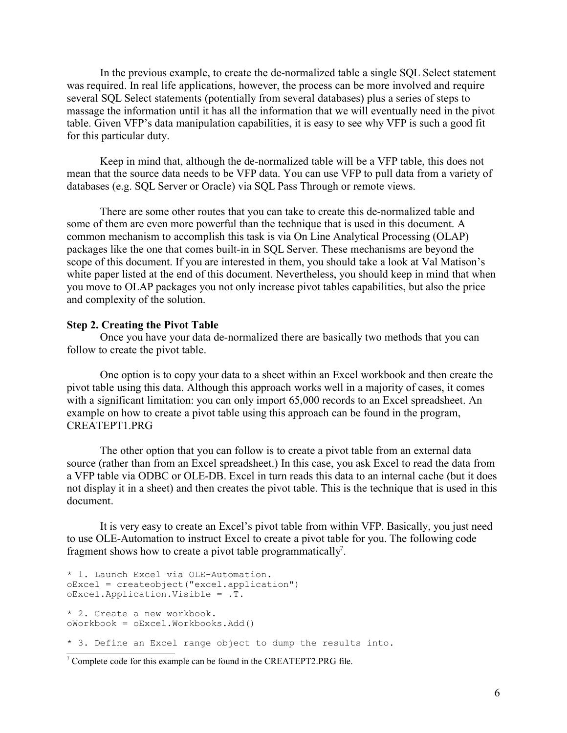In the previous example, to create the de-normalized table a single SQL Select statement was required. In real life applications, however, the process can be more involved and require several SQL Select statements (potentially from several databases) plus a series of steps to massage the information until it has all the information that we will eventually need in the pivot table. Given VFP's data manipulation capabilities, it is easy to see why VFP is such a good fit for this particular duty.

Keep in mind that, although the de-normalized table will be a VFP table, this does not mean that the source data needs to be VFP data. You can use VFP to pull data from a variety of databases (e.g. SQL Server or Oracle) via SQL Pass Through or remote views.

There are some other routes that you can take to create this de-normalized table and some of them are even more powerful than the technique that is used in this document. A common mechanism to accomplish this task is via On Line Analytical Processing (OLAP) packages like the one that comes built-in in SQL Server. These mechanisms are beyond the scope of this document. If you are interested in them, you should take a look at Val Matison's white paper listed at the end of this document. Nevertheless, you should keep in mind that when you move to OLAP packages you not only increase pivot tables capabilities, but also the price and complexity of the solution.

**Step 2. Creating the Pivot Table**

Once you have your data de-normalized there are basically two methods that you can follow to create the pivot table.

One option is to copy your data to a sheet within an Excel workbook and then create the pivot table using this data. Although this approach works well in a majority of cases, it comes with a significant limitation: you can only import 65,000 records to an Excel spreadsheet. An example on how to create a pivot table using this approach can be found in the program, CREATEPT1.PRG

The other option that you can follow is to create a pivot table from an external data source (rather than from an Excel spreadsheet.) In this case, you ask Excel to read the data from a VFP table via ODBC or OLE-DB. Excel in turn reads this data to an internal cache (but it does not display it in a sheet) and then creates the pivot table. This is the technique that is used in this document.

It is very easy to create an Excel's pivot table from within VFP. Basically, you just need to use OLE-Automation to instruct Excel to create a pivot table for you. The following code fragment shows how to create a pivot table programmatically[7].

```
* 1. Launch Excel via OLE-Automation.
oExcel = createobject("excel.application")
oExcel.Application.Visible = .T.

* 2. Create a new workbook.
oWorkbook = oExcel.Workbooks.Add()

* 3. Define an Excel range object to dump the results into.
```

[7] Complete code for this example can be found in the CREATEPT2.PRG file.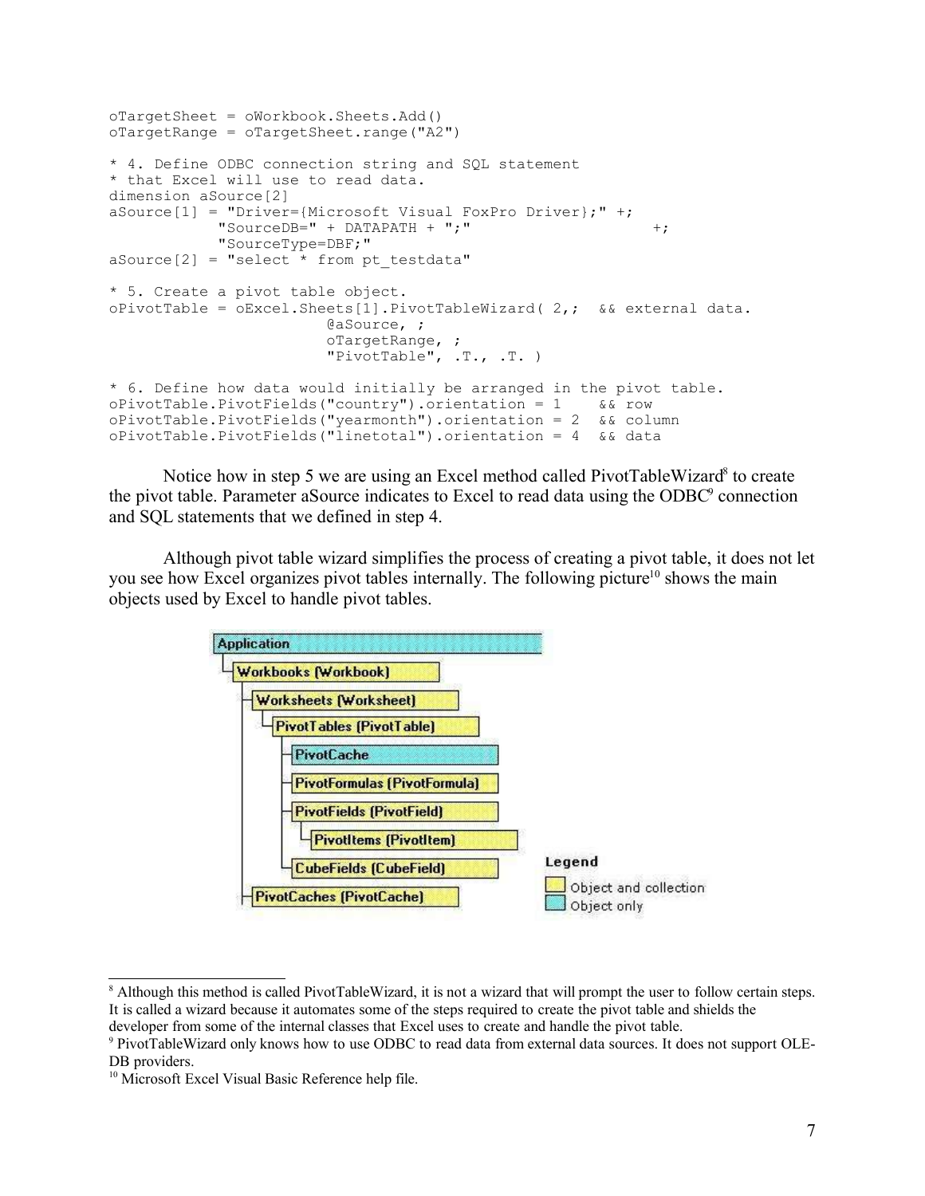```
oTargetSheet = oWorkbook.Sheets.Add()
oTargetRange = oTargetSheet.range("A2")

* 4. Define ODBC connection string and SQL statement
* that Excel will use to read data.
dimension aSource[2]
aSource[1] = "Driver={Microsoft Visual FoxPro Driver};" +;
             "SourceDB=" + DATAPATH + ";"                    +;
             "SourceType=DBF;"
aSource[2] = "select * from pt_testdata"

* 5. Create a pivot table object.
oPivotTable = oExcel.Sheets[1].PivotTableWizard( 2,;  && external data.
                        @aSource, ;
                        oTargetRange, ;
                        "PivotTable", .T., .T. )

* 6. Define how data would initially be arranged in the pivot table.
oPivotTable.PivotFields("country").orientation = 1    && row
oPivotTable.PivotFields("yearmonth").orientation = 2  && column
oPivotTable.PivotFields("linetotal").orientation = 4  && data
```

Notice how in step 5 we are using an Excel method called PivotTableWizard[8] to create the pivot table. Parameter aSource indicates to Excel to read data using the ODBC[9] connection and SQL statements that we defined in step 4.

Although pivot table wizard simplifies the process of creating a pivot table, it does not let you see how Excel organizes pivot tables internally. The following picture[10] shows the main objects used by Excel to handle pivot tables.

- Application
  - Workbooks (Workbook)
    - Worksheets (Worksheet)
      - PivotTables (PivotTable)
        - PivotCache
        - PivotFormulas (PivotFormula)
        - PivotFields (PivotField)
          - PivotItems (PivotItem)
        - CubeFields (CubeField)
    - PivotCaches (PivotCache)

Legend
- Object and collection
- Object only

---

[8] Although this method is called PivotTableWizard, it is not a wizard that will prompt the user to follow certain steps. It is called a wizard because it automates some of the steps required to create the pivot table and shields the developer from some of the internal classes that Excel uses to create and handle the pivot table.

[9] PivotTableWizard only knows how to use ODBC to read data from external data sources. It does not support OLE-DB providers.

[10] Microsoft Excel Visual Basic Reference help file.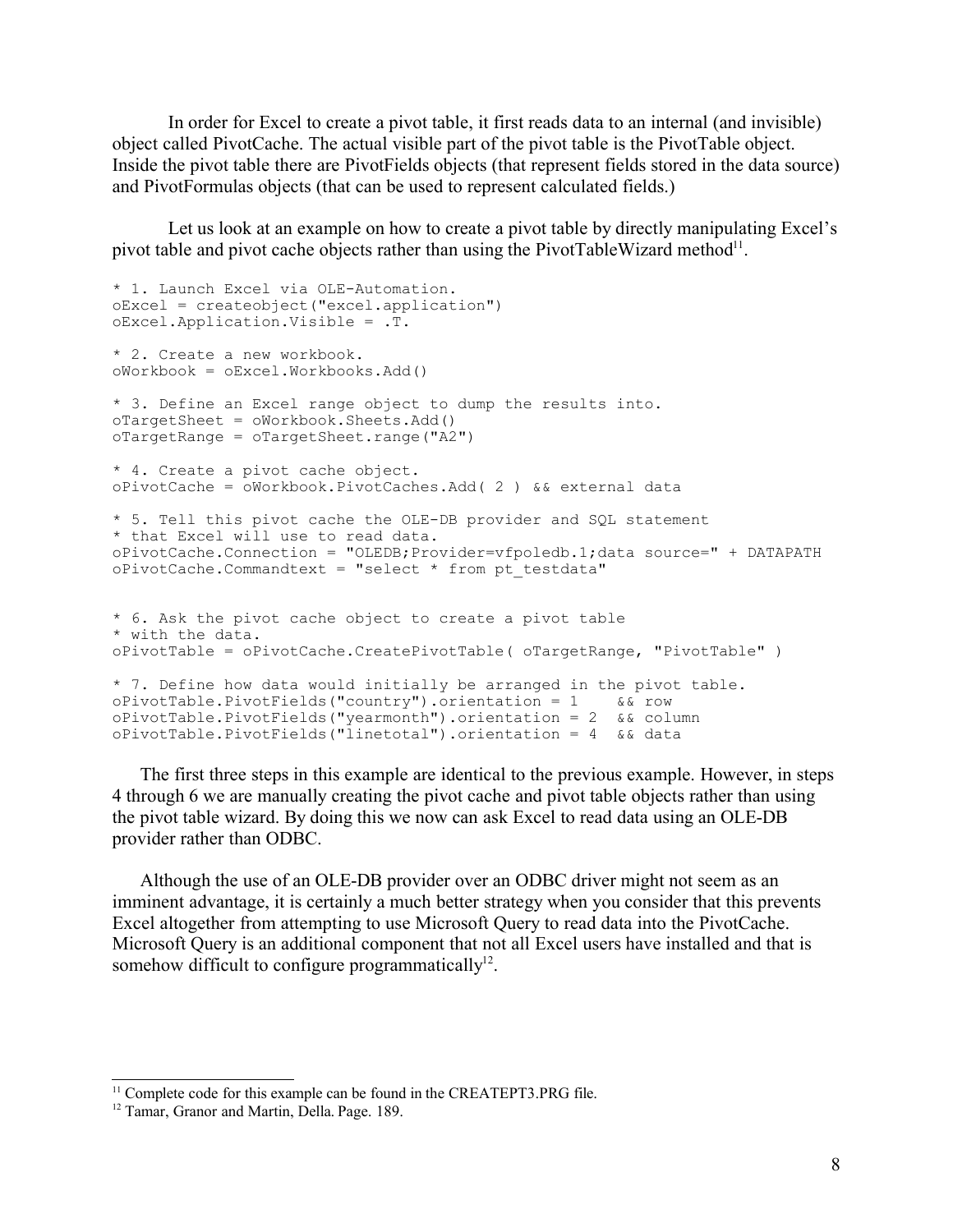In order for Excel to create a pivot table, it first reads data to an internal (and invisible) object called PivotCache. The actual visible part of the pivot table is the PivotTable object. Inside the pivot table there are PivotFields objects (that represent fields stored in the data source) and PivotFormulas objects (that can be used to represent calculated fields.)

Let us look at an example on how to create a pivot table by directly manipulating Excel's pivot table and pivot cache objects rather than using the PivotTableWizard method[11].

```
* 1. Launch Excel via OLE-Automation.
oExcel = createobject("excel.application")
oExcel.Application.Visible = .T.

* 2. Create a new workbook.
oWorkbook = oExcel.Workbooks.Add()

* 3. Define an Excel range object to dump the results into.
oTargetSheet = oWorkbook.Sheets.Add()
oTargetRange = oTargetSheet.range("A2")

* 4. Create a pivot cache object.
oPivotCache = oWorkbook.PivotCaches.Add( 2 ) && external data

* 5. Tell this pivot cache the OLE-DB provider and SQL statement
* that Excel will use to read data.
oPivotCache.Connection = "OLEDB;Provider=vfpoledb.1;data source=" + DATAPATH
oPivotCache.Commandtext = "select * from pt_testdata"


* 6. Ask the pivot cache object to create a pivot table
* with the data.
oPivotTable = oPivotCache.CreatePivotTable( oTargetRange, "PivotTable" )

* 7. Define how data would initially be arranged in the pivot table.
oPivotTable.PivotFields("country").orientation = 1    && row
oPivotTable.PivotFields("yearmonth").orientation = 2  && column
oPivotTable.PivotFields("linetotal").orientation = 4  && data
```

The first three steps in this example are identical to the previous example. However, in steps 4 through 6 we are manually creating the pivot cache and pivot table objects rather than using the pivot table wizard. By doing this we now can ask Excel to read data using an OLE-DB provider rather than ODBC.

Although the use of an OLE-DB provider over an ODBC driver might not seem as an imminent advantage, it is certainly a much better strategy when you consider that this prevents Excel altogether from attempting to use Microsoft Query to read data into the PivotCache. Microsoft Query is an additional component that not all Excel users have installed and that is somehow difficult to configure programmatically[12].

---

[11] Complete code for this example can be found in the CREATEPT3.PRG file.

[12] Tamar, Granor and Martin, Della. Page. 189.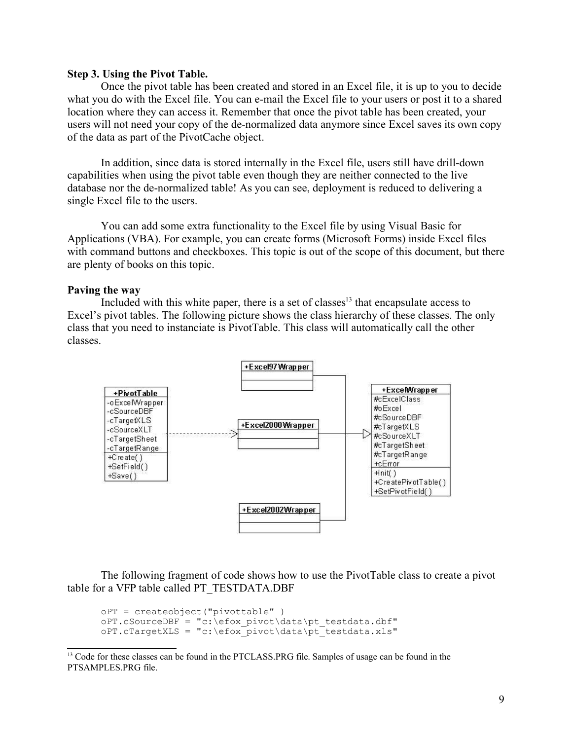**Step 3. Using the Pivot Table.**

Once the pivot table has been created and stored in an Excel file, it is up to you to decide what you do with the Excel file. You can e-mail the Excel file to your users or post it to a shared location where they can access it. Remember that once the pivot table has been created, your users will not need your copy of the de-normalized data anymore since Excel saves its own copy of the data as part of the PivotCache object.

In addition, since data is stored internally in the Excel file, users still have drill-down capabilities when using the pivot table even though they are neither connected to the live database nor the de-normalized table! As you can see, deployment is reduced to delivering a single Excel file to the users.

You can add some extra functionality to the Excel file by using Visual Basic for Applications (VBA). For example, you can create forms (Microsoft Forms) inside Excel files with command buttons and checkboxes. This topic is out of the scope of this document, but there are plenty of books on this topic.

**Paving the way**

Included with this white paper, there is a set of classes[13] that encapsulate access to Excel's pivot tables. The following picture shows the class hierarchy of these classes. The only class that you need to instanciate is PivotTable. This class will automatically call the other classes.

The following fragment of code shows how to use the PivotTable class to create a pivot table for a VFP table called PT_TESTDATA.DBF

```
oPT = createobject("pivottable" )
oPT.cSourceDBF = "c:\efox_pivot\data\pt_testdata.dbf"
oPT.cTargetXLS = "c:\efox_pivot\data\pt_testdata.xls"
```

[13] Code for these classes can be found in the PTCLASS.PRG file. Samples of usage can be found in the PTSAMPLES.PRG file.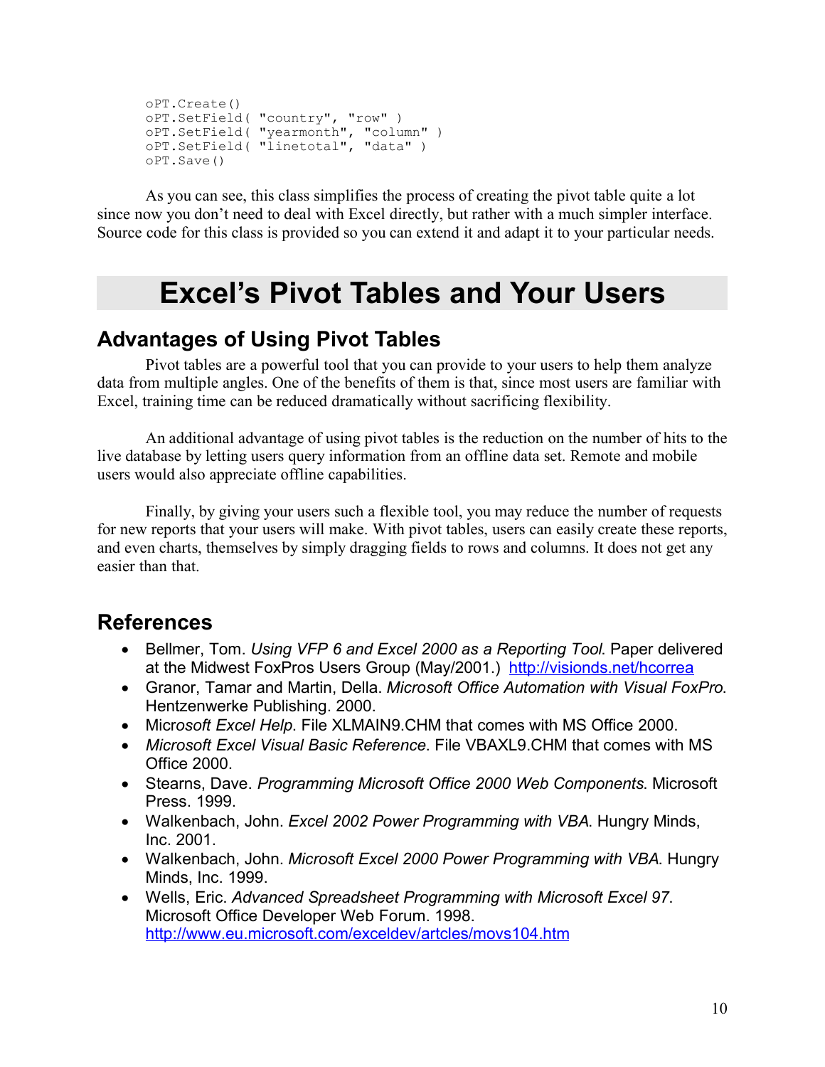```
oPT.Create()
oPT.SetField( "country", "row" )
oPT.SetField( "yearmonth", "column" )
oPT.SetField( "linetotal", "data" )
oPT.Save()
```

As you can see, this class simplifies the process of creating the pivot table quite a lot since now you don't need to deal with Excel directly, but rather with a much simpler interface. Source code for this class is provided so you can extend it and adapt it to your particular needs.

# Excel's Pivot Tables and Your Users

## Advantages of Using Pivot Tables

Pivot tables are a powerful tool that you can provide to your users to help them analyze data from multiple angles. One of the benefits of them is that, since most users are familiar with Excel, training time can be reduced dramatically without sacrificing flexibility.

An additional advantage of using pivot tables is the reduction on the number of hits to the live database by letting users query information from an offline data set. Remote and mobile users would also appreciate offline capabilities.

Finally, by giving your users such a flexible tool, you may reduce the number of requests for new reports that your users will make. With pivot tables, users can easily create these reports, and even charts, themselves by simply dragging fields to rows and columns. It does not get any easier than that.

## References

- Bellmer, Tom. *Using VFP 6 and Excel 2000 as a Reporting Tool*. Paper delivered at the Midwest FoxPros Users Group (May/2001.) http://visionds.net/hcorrea
- Granor, Tamar and Martin, Della. *Microsoft Office Automation with Visual FoxPro*. Hentzenwerke Publishing. 2000.
- Micr*osoft Excel Help*. File XLMAIN9.CHM that comes with MS Office 2000.
- *Microsoft Excel Visual Basic Reference*. File VBAXL9.CHM that comes with MS Office 2000.
- Stearns, Dave. *Programming Microsoft Office 2000 Web Components*. Microsoft Press. 1999.
- Walkenbach, John. *Excel 2002 Power Programming with VBA*. Hungry Minds, Inc. 2001.
- Walkenbach, John. *Microsoft Excel 2000 Power Programming with VBA*. Hungry Minds, Inc. 1999.
- Wells, Eric. *Advanced Spreadsheet Programming with Microsoft Excel 97*. Microsoft Office Developer Web Forum. 1998. http://www.eu.microsoft.com/exceldev/artcles/movs104.htm